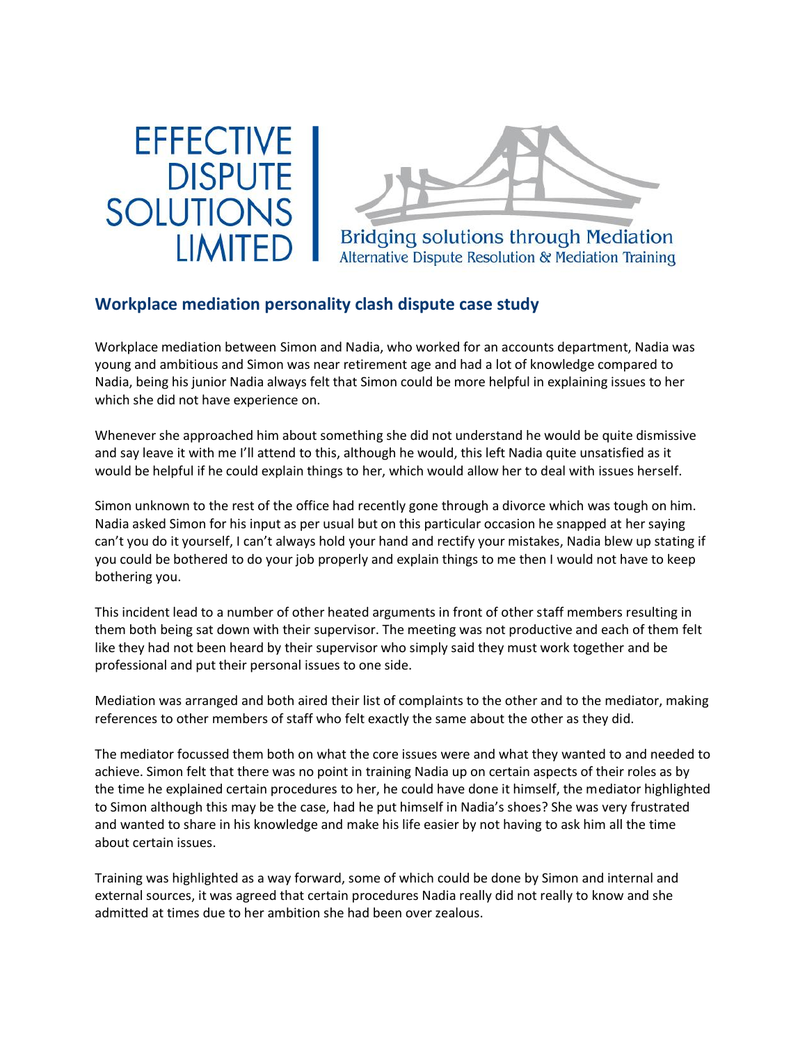EFFECTIVE DISPUTE SOLUTIONS LIMITED

Bridging solutions through Mediation
Alternative Dispute Resolution & Mediation Training

## Workplace mediation personality clash dispute case study

Workplace mediation between Simon and Nadia, who worked for an accounts department, Nadia was young and ambitious and Simon was near retirement age and had a lot of knowledge compared to Nadia, being his junior Nadia always felt that Simon could be more helpful in explaining issues to her which she did not have experience on.

Whenever she approached him about something she did not understand he would be quite dismissive and say leave it with me I'll attend to this, although he would, this left Nadia quite unsatisfied as it would be helpful if he could explain things to her, which would allow her to deal with issues herself.

Simon unknown to the rest of the office had recently gone through a divorce which was tough on him. Nadia asked Simon for his input as per usual but on this particular occasion he snapped at her saying can't you do it yourself, I can't always hold your hand and rectify your mistakes, Nadia blew up stating if you could be bothered to do your job properly and explain things to me then I would not have to keep bothering you.

This incident lead to a number of other heated arguments in front of other staff members resulting in them both being sat down with their supervisor. The meeting was not productive and each of them felt like they had not been heard by their supervisor who simply said they must work together and be professional and put their personal issues to one side.

Mediation was arranged and both aired their list of complaints to the other and to the mediator, making references to other members of staff who felt exactly the same about the other as they did.

The mediator focussed them both on what the core issues were and what they wanted to and needed to achieve. Simon felt that there was no point in training Nadia up on certain aspects of their roles as by the time he explained certain procedures to her, he could have done it himself, the mediator highlighted to Simon although this may be the case, had he put himself in Nadia's shoes? She was very frustrated and wanted to share in his knowledge and make his life easier by not having to ask him all the time about certain issues.

Training was highlighted as a way forward, some of which could be done by Simon and internal and external sources, it was agreed that certain procedures Nadia really did not really to know and she admitted at times due to her ambition she had been over zealous.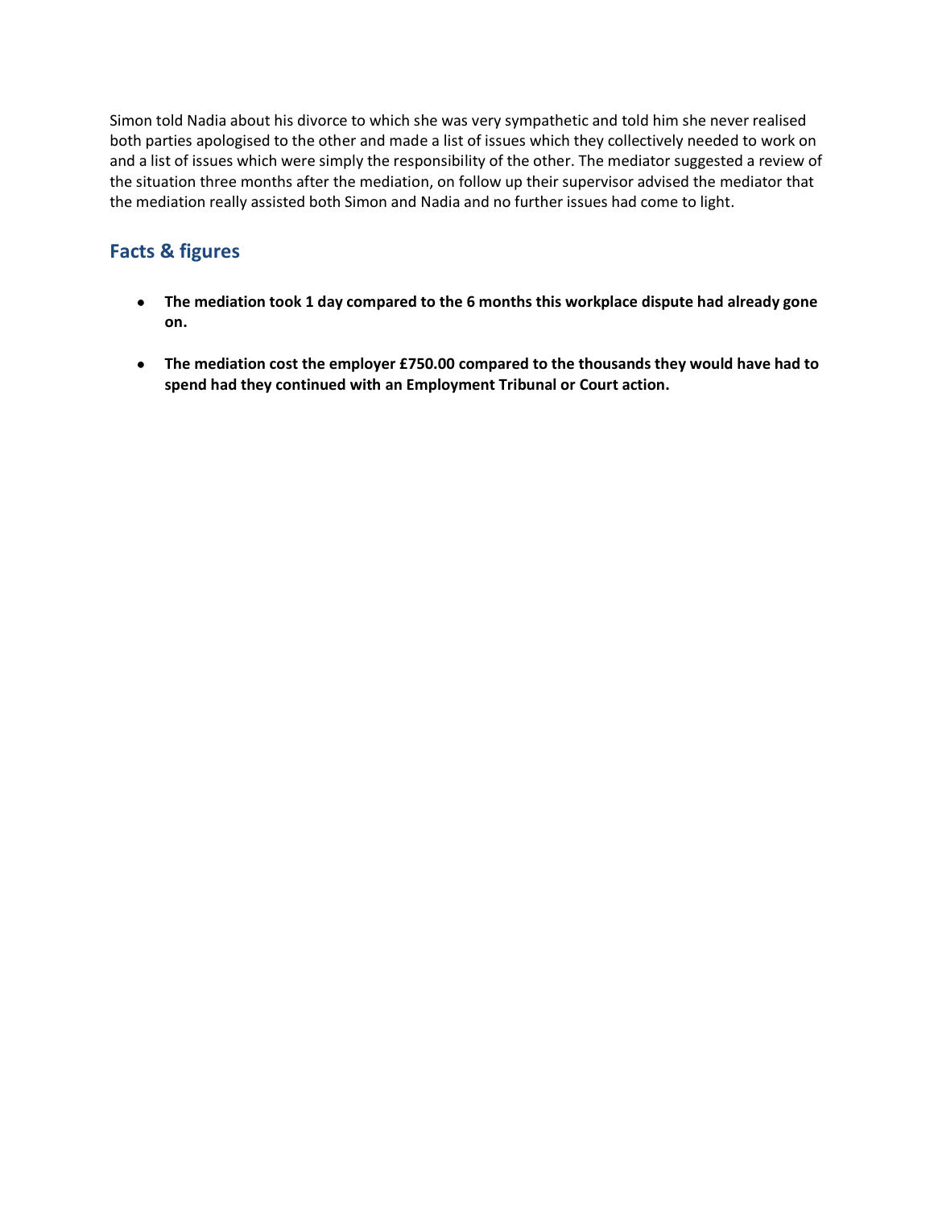Simon told Nadia about his divorce to which she was very sympathetic and told him she never realised both parties apologised to the other and made a list of issues which they collectively needed to work on and a list of issues which were simply the responsibility of the other. The mediator suggested a review of the situation three months after the mediation, on follow up their supervisor advised the mediator that the mediation really assisted both Simon and Nadia and no further issues had come to light.

## Facts & figures

- **The mediation took 1 day compared to the 6 months this workplace dispute had already gone on.**
- **The mediation cost the employer £750.00 compared to the thousands they would have had to spend had they continued with an Employment Tribunal or Court action.**